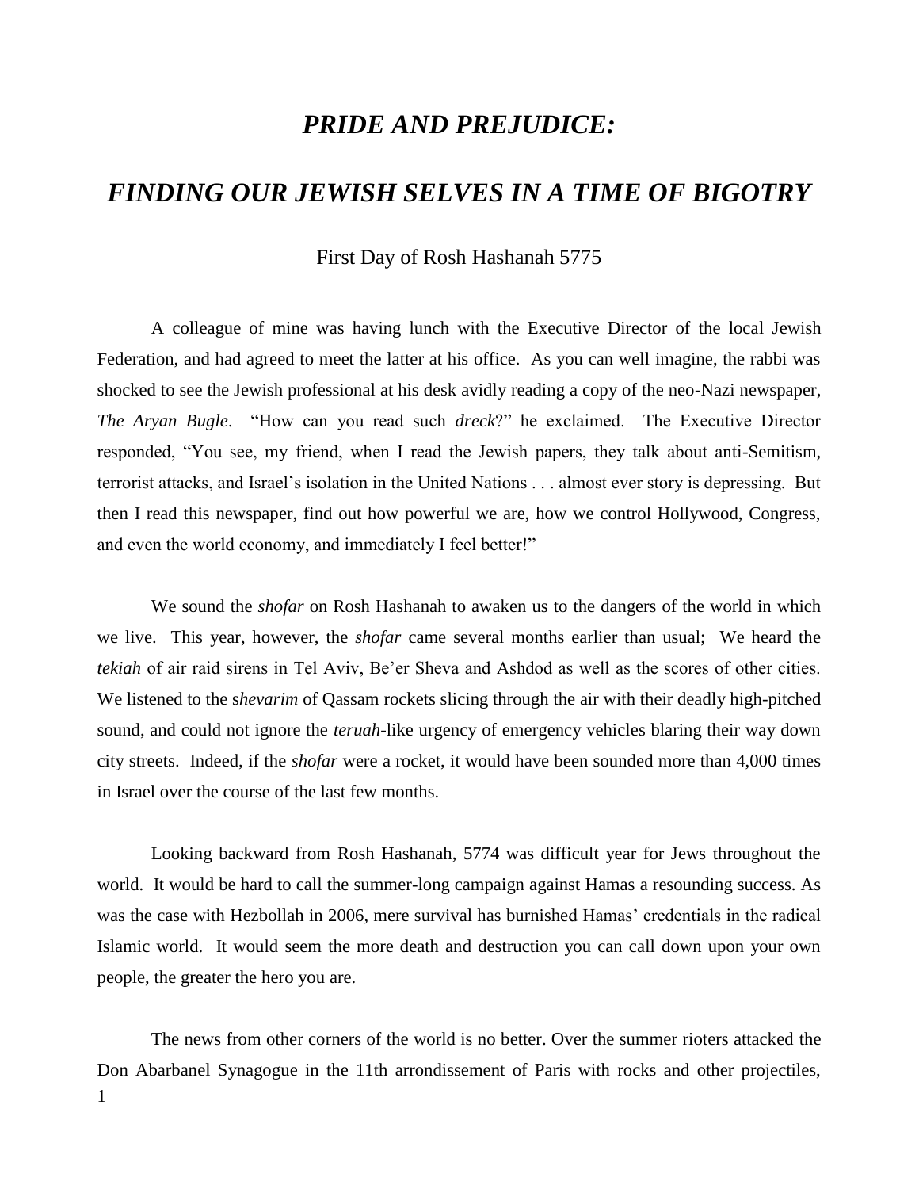# *PRIDE AND PREJUDICE:*

# *FINDING OUR JEWISH SELVES IN A TIME OF BIGOTRY*

First Day of Rosh Hashanah 5775

A colleague of mine was having lunch with the Executive Director of the local Jewish Federation, and had agreed to meet the latter at his office. As you can well imagine, the rabbi was shocked to see the Jewish professional at his desk avidly reading a copy of the neo-Nazi newspaper, *The Aryan Bugle*. "How can you read such *dreck*?" he exclaimed. The Executive Director responded, "You see, my friend, when I read the Jewish papers, they talk about anti-Semitism, terrorist attacks, and Israel's isolation in the United Nations . . . almost ever story is depressing. But then I read this newspaper, find out how powerful we are, how we control Hollywood, Congress, and even the world economy, and immediately I feel better!"

We sound the *shofar* on Rosh Hashanah to awaken us to the dangers of the world in which we live. This year, however, the *shofar* came several months earlier than usual; We heard the *tekiah* of air raid sirens in Tel Aviv, Be'er Sheva and Ashdod as well as the scores of other cities. We listened to the s*hevarim* of Qassam rockets slicing through the air with their deadly high-pitched sound, and could not ignore the *teruah*-like urgency of emergency vehicles blaring their way down city streets. Indeed, if the *shofar* were a rocket, it would have been sounded more than 4,000 times in Israel over the course of the last few months.

Looking backward from Rosh Hashanah, 5774 was difficult year for Jews throughout the world. It would be hard to call the summer-long campaign against Hamas a resounding success. As was the case with Hezbollah in 2006, mere survival has burnished Hamas' credentials in the radical Islamic world. It would seem the more death and destruction you can call down upon your own people, the greater the hero you are.

The news from other corners of the world is no better. Over the summer rioters attacked the Don Abarbanel Synagogue in the 11th arrondissement of Paris with rocks and other projectiles,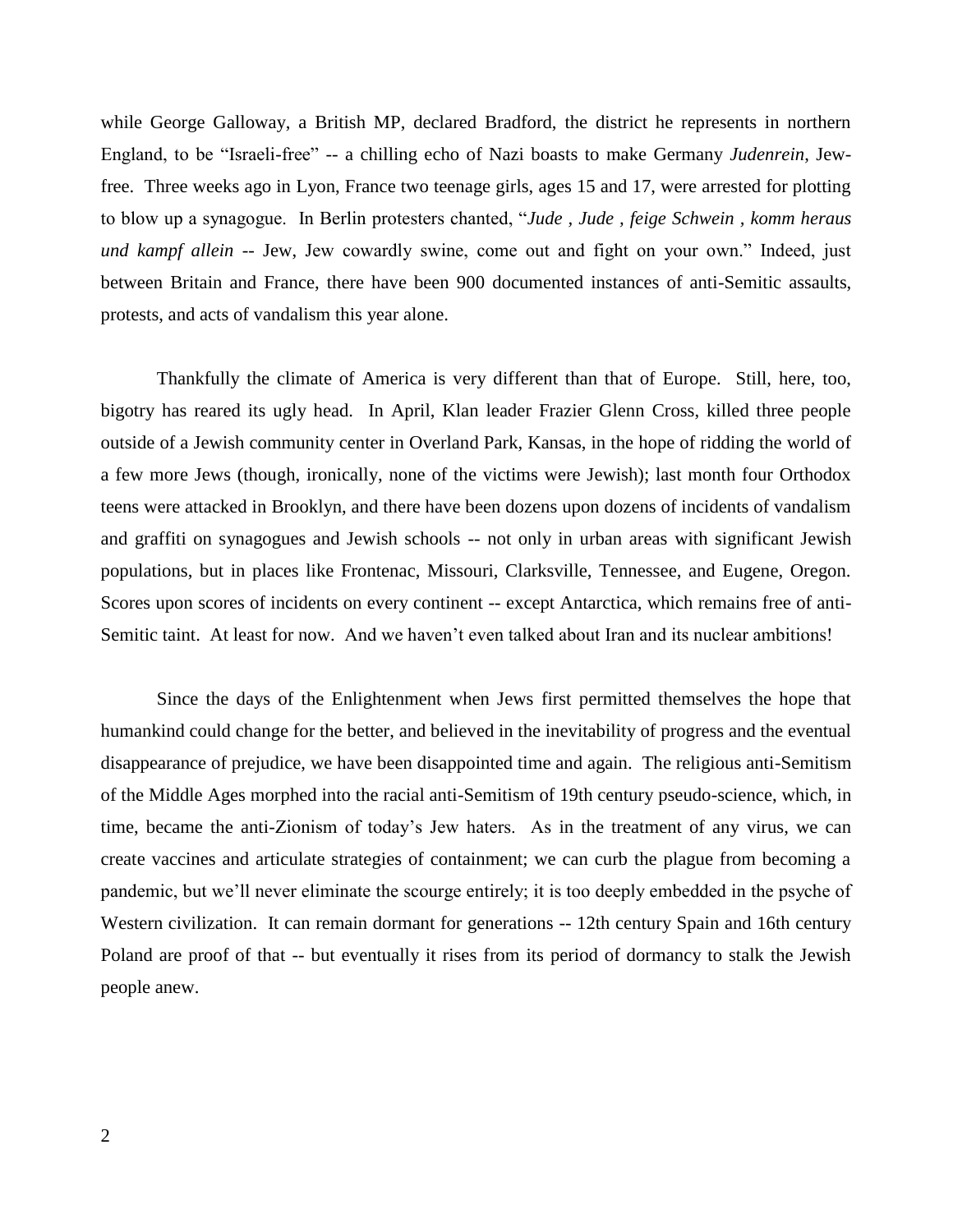while George Galloway, a British MP, declared Bradford, the district he represents in northern England, to be "Israeli-free" -- a chilling echo of Nazi boasts to make Germany *Judenrein*, Jew-free. Three weeks ago in Lyon, France two teenage girls, ages 15 and 17, were arrested for plotting to blow up a synagogue. In Berlin protesters chanted, "*Jude , Jude , feige Schwein , komm heraus und kampf allein* -- Jew, Jew cowardly swine, come out and fight on your own." Indeed, just between Britain and France, there have been 900 documented instances of anti-Semitic assaults, protests, and acts of vandalism this year alone.

Thankfully the climate of America is very different than that of Europe. Still, here, too, bigotry has reared its ugly head. In April, Klan leader Frazier Glenn Cross, killed three people outside of a Jewish community center in Overland Park, Kansas, in the hope of ridding the world of a few more Jews (though, ironically, none of the victims were Jewish); last month four Orthodox teens were attacked in Brooklyn, and there have been dozens upon dozens of incidents of vandalism and graffiti on synagogues and Jewish schools -- not only in urban areas with significant Jewish populations, but in places like Frontenac, Missouri, Clarksville, Tennessee, and Eugene, Oregon. Scores upon scores of incidents on every continent -- except Antarctica, which remains free of anti-Semitic taint. At least for now. And we haven't even talked about Iran and its nuclear ambitions!

Since the days of the Enlightenment when Jews first permitted themselves the hope that humankind could change for the better, and believed in the inevitability of progress and the eventual disappearance of prejudice, we have been disappointed time and again. The religious anti-Semitism of the Middle Ages morphed into the racial anti-Semitism of 19th century pseudo-science, which, in time, became the anti-Zionism of today's Jew haters. As in the treatment of any virus, we can create vaccines and articulate strategies of containment; we can curb the plague from becoming a pandemic, but we'll never eliminate the scourge entirely; it is too deeply embedded in the psyche of Western civilization. It can remain dormant for generations -- 12th century Spain and 16th century Poland are proof of that -- but eventually it rises from its period of dormancy to stalk the Jewish people anew.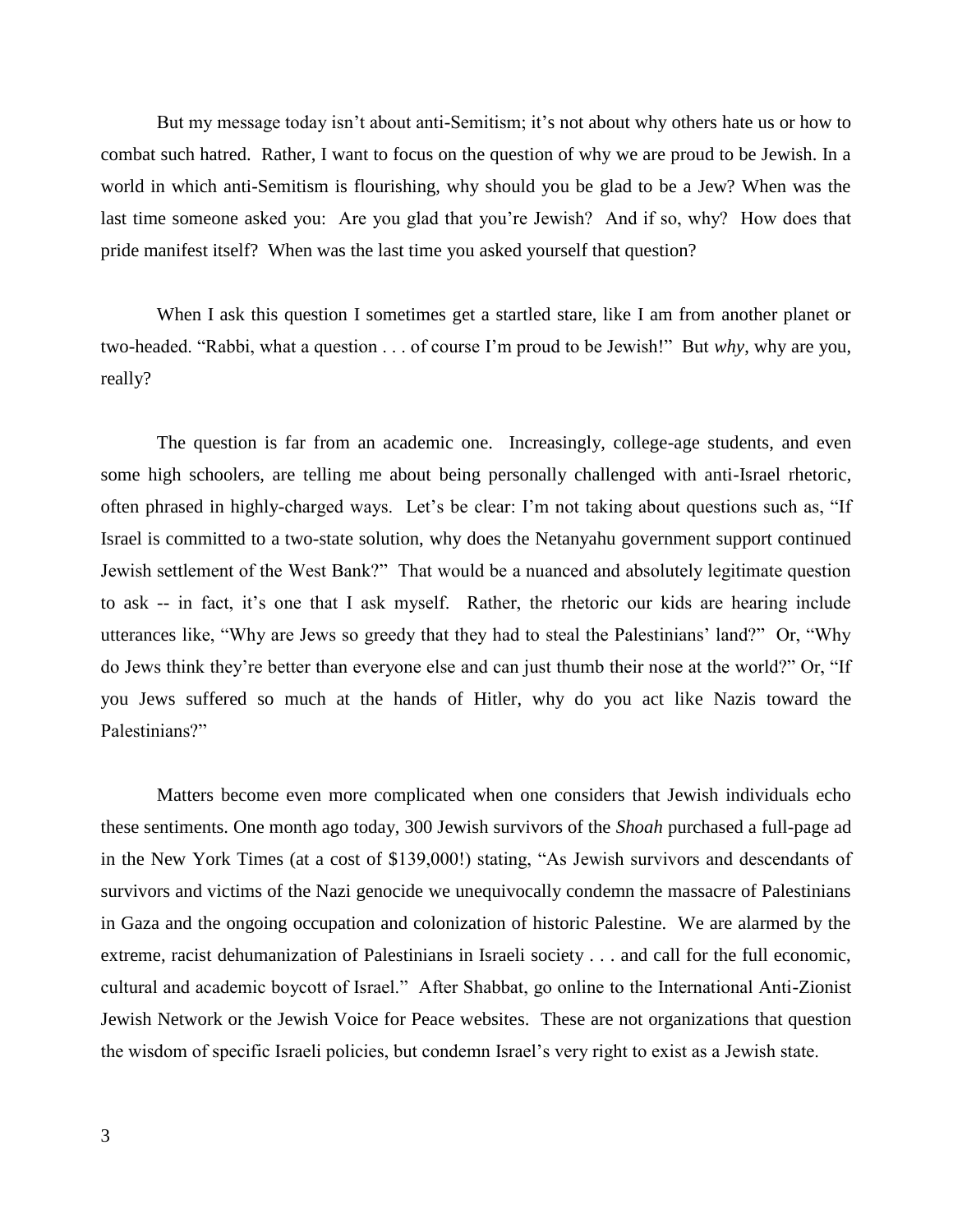But my message today isn't about anti-Semitism; it's not about why others hate us or how to combat such hatred. Rather, I want to focus on the question of why we are proud to be Jewish. In a world in which anti-Semitism is flourishing, why should you be glad to be a Jew? When was the last time someone asked you: Are you glad that you're Jewish? And if so, why? How does that pride manifest itself? When was the last time you asked yourself that question?

When I ask this question I sometimes get a startled stare, like I am from another planet or two-headed. "Rabbi, what a question . . . of course I'm proud to be Jewish!" But *why*, why are you, really?

The question is far from an academic one. Increasingly, college-age students, and even some high schoolers, are telling me about being personally challenged with anti-Israel rhetoric, often phrased in highly-charged ways. Let's be clear: I'm not taking about questions such as, "If Israel is committed to a two-state solution, why does the Netanyahu government support continued Jewish settlement of the West Bank?" That would be a nuanced and absolutely legitimate question to ask -- in fact, it's one that I ask myself. Rather, the rhetoric our kids are hearing include utterances like, "Why are Jews so greedy that they had to steal the Palestinians' land?" Or, "Why do Jews think they're better than everyone else and can just thumb their nose at the world?" Or, "If you Jews suffered so much at the hands of Hitler, why do you act like Nazis toward the Palestinians?"

Matters become even more complicated when one considers that Jewish individuals echo these sentiments. One month ago today, 300 Jewish survivors of the *Shoah* purchased a full-page ad in the New York Times (at a cost of $139,000!) stating, "As Jewish survivors and descendants of survivors and victims of the Nazi genocide we unequivocally condemn the massacre of Palestinians in Gaza and the ongoing occupation and colonization of historic Palestine. We are alarmed by the extreme, racist dehumanization of Palestinians in Israeli society . . . and call for the full economic, cultural and academic boycott of Israel." After Shabbat, go online to the International Anti-Zionist Jewish Network or the Jewish Voice for Peace websites. These are not organizations that question the wisdom of specific Israeli policies, but condemn Israel's very right to exist as a Jewish state.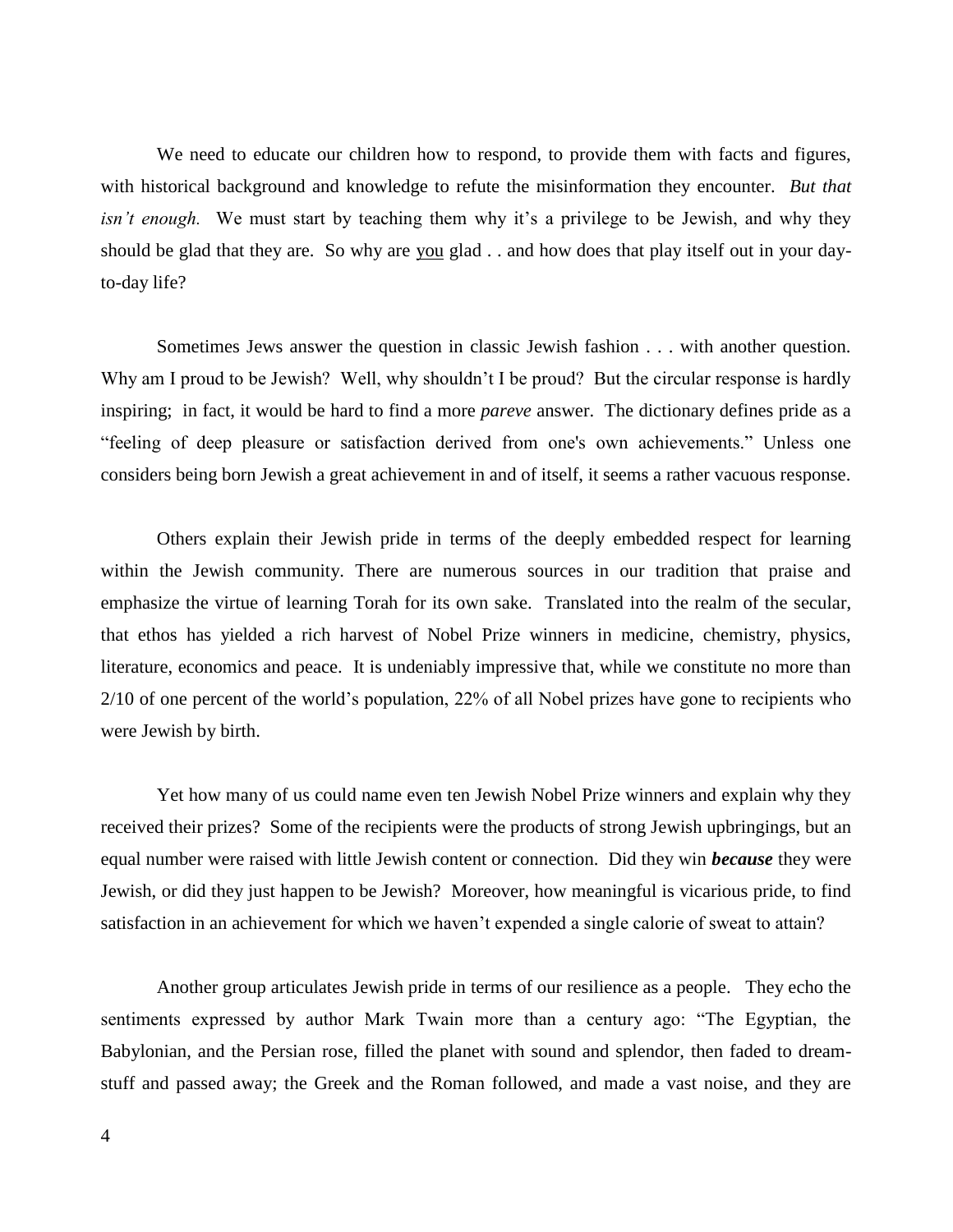We need to educate our children how to respond, to provide them with facts and figures, with historical background and knowledge to refute the misinformation they encounter. *But that isn't enough.* We must start by teaching them why it's a privilege to be Jewish, and why they should be glad that they are. So why are <u>you</u> glad . . and how does that play itself out in your day-to-day life?

Sometimes Jews answer the question in classic Jewish fashion . . . with another question. Why am I proud to be Jewish? Well, why shouldn't I be proud? But the circular response is hardly inspiring; in fact, it would be hard to find a more *pareve* answer. The dictionary defines pride as a "feeling of deep pleasure or satisfaction derived from one's own achievements." Unless one considers being born Jewish a great achievement in and of itself, it seems a rather vacuous response.

Others explain their Jewish pride in terms of the deeply embedded respect for learning within the Jewish community. There are numerous sources in our tradition that praise and emphasize the virtue of learning Torah for its own sake. Translated into the realm of the secular, that ethos has yielded a rich harvest of Nobel Prize winners in medicine, chemistry, physics, literature, economics and peace. It is undeniably impressive that, while we constitute no more than 2/10 of one percent of the world's population, 22% of all Nobel prizes have gone to recipients who were Jewish by birth.

Yet how many of us could name even ten Jewish Nobel Prize winners and explain why they received their prizes? Some of the recipients were the products of strong Jewish upbringings, but an equal number were raised with little Jewish content or connection. Did they win ***because*** they were Jewish, or did they just happen to be Jewish? Moreover, how meaningful is vicarious pride, to find satisfaction in an achievement for which we haven't expended a single calorie of sweat to attain?

Another group articulates Jewish pride in terms of our resilience as a people. They echo the sentiments expressed by author Mark Twain more than a century ago: "The Egyptian, the Babylonian, and the Persian rose, filled the planet with sound and splendor, then faded to dream-stuff and passed away; the Greek and the Roman followed, and made a vast noise, and they are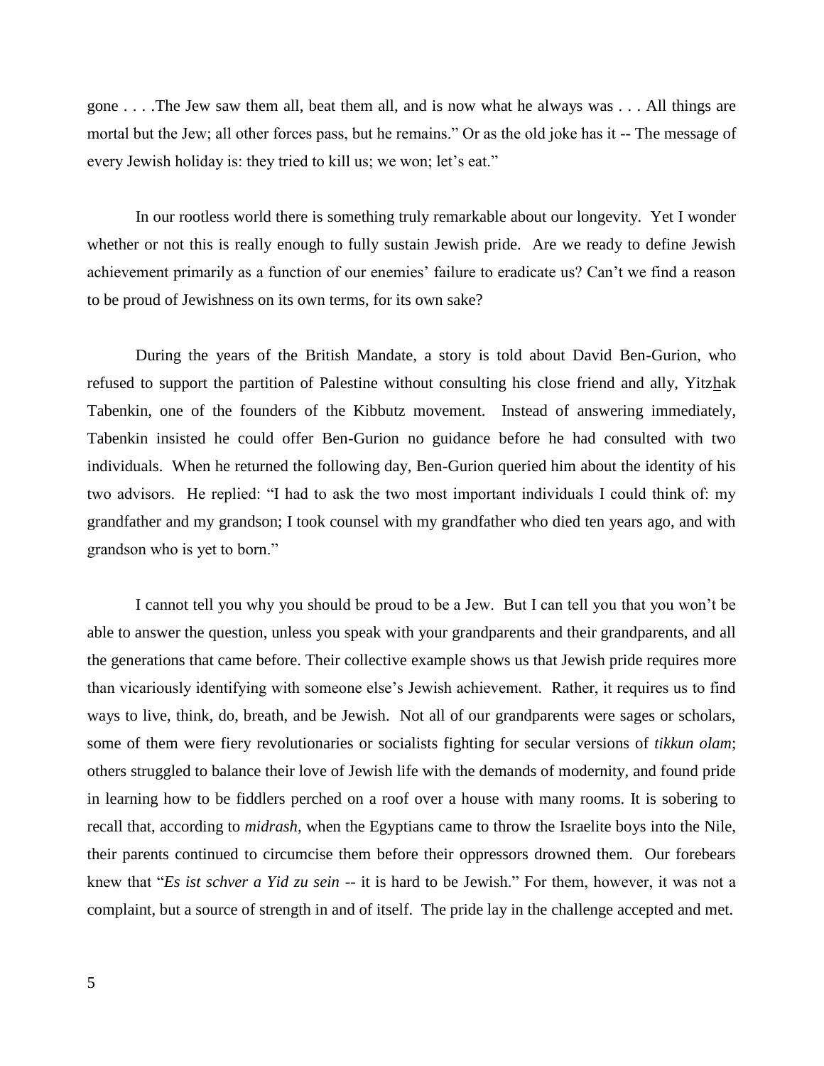gone . . . .The Jew saw them all, beat them all, and is now what he always was . . . All things are mortal but the Jew; all other forces pass, but he remains." Or as the old joke has it -- The message of every Jewish holiday is: they tried to kill us; we won; let's eat."

In our rootless world there is something truly remarkable about our longevity. Yet I wonder whether or not this is really enough to fully sustain Jewish pride. Are we ready to define Jewish achievement primarily as a function of our enemies' failure to eradicate us? Can't we find a reason to be proud of Jewishness on its own terms, for its own sake?

During the years of the British Mandate, a story is told about David Ben-Gurion, who refused to support the partition of Palestine without consulting his close friend and ally, Yitzhak Tabenkin, one of the founders of the Kibbutz movement. Instead of answering immediately, Tabenkin insisted he could offer Ben-Gurion no guidance before he had consulted with two individuals. When he returned the following day, Ben-Gurion queried him about the identity of his two advisors. He replied: "I had to ask the two most important individuals I could think of: my grandfather and my grandson; I took counsel with my grandfather who died ten years ago, and with grandson who is yet to born."

I cannot tell you why you should be proud to be a Jew. But I can tell you that you won't be able to answer the question, unless you speak with your grandparents and their grandparents, and all the generations that came before. Their collective example shows us that Jewish pride requires more than vicariously identifying with someone else's Jewish achievement. Rather, it requires us to find ways to live, think, do, breath, and be Jewish. Not all of our grandparents were sages or scholars, some of them were fiery revolutionaries or socialists fighting for secular versions of *tikkun olam*; others struggled to balance their love of Jewish life with the demands of modernity, and found pride in learning how to be fiddlers perched on a roof over a house with many rooms. It is sobering to recall that, according to *midrash,* when the Egyptians came to throw the Israelite boys into the Nile, their parents continued to circumcise them before their oppressors drowned them. Our forebears knew that "*Es ist schver a Yid zu sein* -- it is hard to be Jewish." For them, however, it was not a complaint, but a source of strength in and of itself. The pride lay in the challenge accepted and met.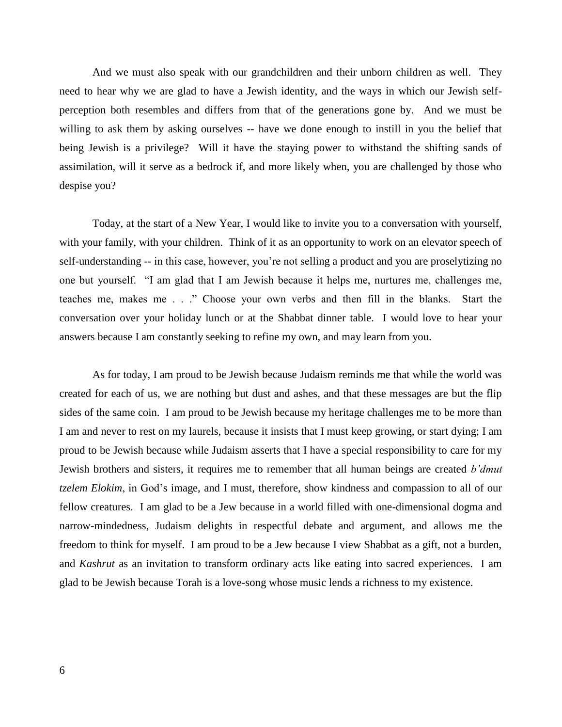And we must also speak with our grandchildren and their unborn children as well. They need to hear why we are glad to have a Jewish identity, and the ways in which our Jewish self-perception both resembles and differs from that of the generations gone by. And we must be willing to ask them by asking ourselves -- have we done enough to instill in you the belief that being Jewish is a privilege? Will it have the staying power to withstand the shifting sands of assimilation, will it serve as a bedrock if, and more likely when, you are challenged by those who despise you?

Today, at the start of a New Year, I would like to invite you to a conversation with yourself, with your family, with your children. Think of it as an opportunity to work on an elevator speech of self-understanding -- in this case, however, you're not selling a product and you are proselytizing no one but yourself. "I am glad that I am Jewish because it helps me, nurtures me, challenges me, teaches me, makes me . . ." Choose your own verbs and then fill in the blanks. Start the conversation over your holiday lunch or at the Shabbat dinner table. I would love to hear your answers because I am constantly seeking to refine my own, and may learn from you.

As for today, I am proud to be Jewish because Judaism reminds me that while the world was created for each of us, we are nothing but dust and ashes, and that these messages are but the flip sides of the same coin. I am proud to be Jewish because my heritage challenges me to be more than I am and never to rest on my laurels, because it insists that I must keep growing, or start dying; I am proud to be Jewish because while Judaism asserts that I have a special responsibility to care for my Jewish brothers and sisters, it requires me to remember that all human beings are created *b'dmut tzelem Elokim*, in God's image, and I must, therefore, show kindness and compassion to all of our fellow creatures. I am glad to be a Jew because in a world filled with one-dimensional dogma and narrow-mindedness, Judaism delights in respectful debate and argument, and allows me the freedom to think for myself. I am proud to be a Jew because I view Shabbat as a gift, not a burden, and *Kashrut* as an invitation to transform ordinary acts like eating into sacred experiences. I am glad to be Jewish because Torah is a love-song whose music lends a richness to my existence.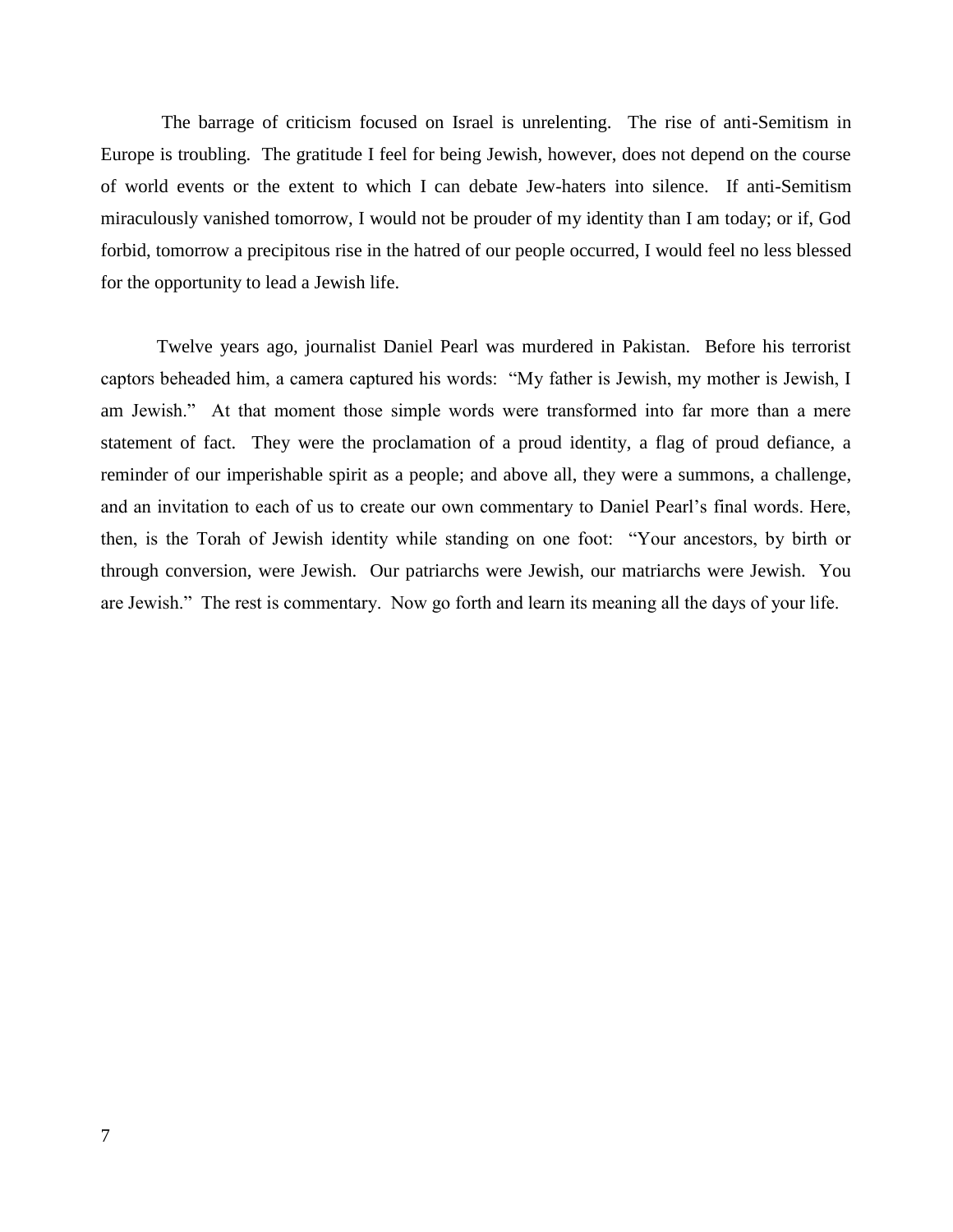The barrage of criticism focused on Israel is unrelenting. The rise of anti-Semitism in Europe is troubling. The gratitude I feel for being Jewish, however, does not depend on the course of world events or the extent to which I can debate Jew-haters into silence. If anti-Semitism miraculously vanished tomorrow, I would not be prouder of my identity than I am today; or if, God forbid, tomorrow a precipitous rise in the hatred of our people occurred, I would feel no less blessed for the opportunity to lead a Jewish life.

Twelve years ago, journalist Daniel Pearl was murdered in Pakistan. Before his terrorist captors beheaded him, a camera captured his words: "My father is Jewish, my mother is Jewish, I am Jewish." At that moment those simple words were transformed into far more than a mere statement of fact. They were the proclamation of a proud identity, a flag of proud defiance, a reminder of our imperishable spirit as a people; and above all, they were a summons, a challenge, and an invitation to each of us to create our own commentary to Daniel Pearl's final words. Here, then, is the Torah of Jewish identity while standing on one foot: "Your ancestors, by birth or through conversion, were Jewish. Our patriarchs were Jewish, our matriarchs were Jewish. You are Jewish." The rest is commentary. Now go forth and learn its meaning all the days of your life.